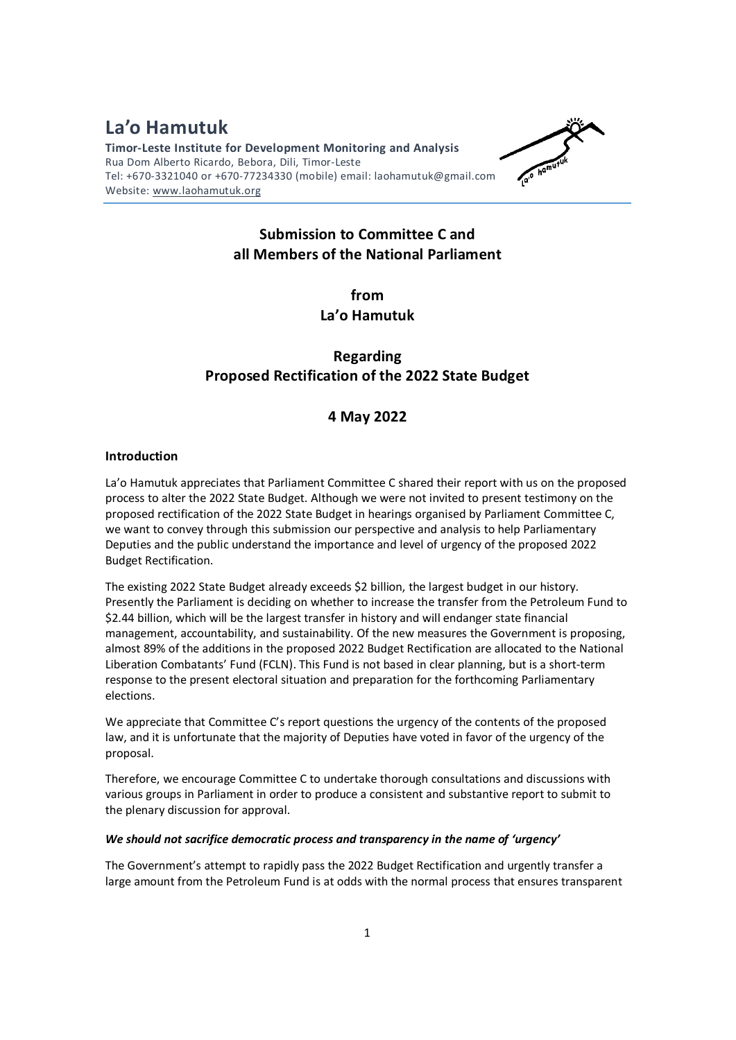# La'o Hamutuk

**Timor-Leste Institute for Development Monitoring and Analysis**
Rua Dom Alberto Ricardo, Bebora, Dili, Timor-Leste
Tel: +670-3321040 or +670-77234330 (mobile) email: laohamutuk@gmail.com
Website: www.laohamutuk.org

## Submission to Committee C and all Members of the National Parliament

## from La'o Hamutuk

## Regarding Proposed Rectification of the 2022 State Budget

## 4 May 2022

### Introduction

La'o Hamutuk appreciates that Parliament Committee C shared their report with us on the proposed process to alter the 2022 State Budget. Although we were not invited to present testimony on the proposed rectification of the 2022 State Budget in hearings organised by Parliament Committee C, we want to convey through this submission our perspective and analysis to help Parliamentary Deputies and the public understand the importance and level of urgency of the proposed 2022 Budget Rectification.

The existing 2022 State Budget already exceeds $2 billion, the largest budget in our history. Presently the Parliament is deciding on whether to increase the transfer from the Petroleum Fund to $2.44 billion, which will be the largest transfer in history and will endanger state financial management, accountability, and sustainability. Of the new measures the Government is proposing, almost 89% of the additions in the proposed 2022 Budget Rectification are allocated to the National Liberation Combatants' Fund (FCLN). This Fund is not based in clear planning, but is a short-term response to the present electoral situation and preparation for the forthcoming Parliamentary elections.

We appreciate that Committee C's report questions the urgency of the contents of the proposed law, and it is unfortunate that the majority of Deputies have voted in favor of the urgency of the proposal.

Therefore, we encourage Committee C to undertake thorough consultations and discussions with various groups in Parliament in order to produce a consistent and substantive report to submit to the plenary discussion for approval.

***We should not sacrifice democratic process and transparency in the name of 'urgency'***

The Government's attempt to rapidly pass the 2022 Budget Rectification and urgently transfer a large amount from the Petroleum Fund is at odds with the normal process that ensures transparent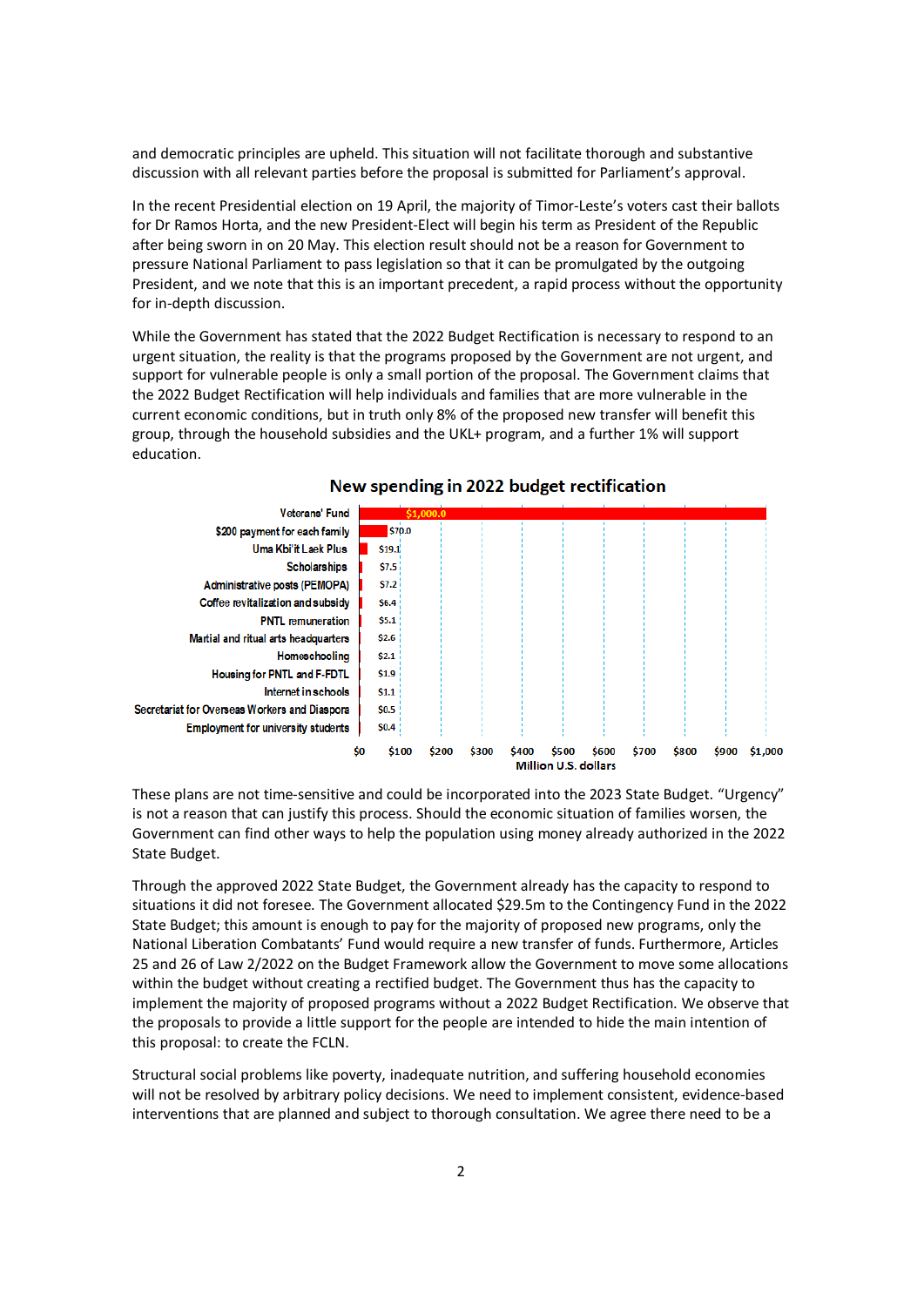and democratic principles are upheld. This situation will not facilitate thorough and substantive discussion with all relevant parties before the proposal is submitted for Parliament's approval.

In the recent Presidential election on 19 April, the majority of Timor-Leste's voters cast their ballots for Dr Ramos Horta, and the new President-Elect will begin his term as President of the Republic after being sworn in on 20 May. This election result should not be a reason for Government to pressure National Parliament to pass legislation so that it can be promulgated by the outgoing President, and we note that this is an important precedent, a rapid process without the opportunity for in-depth discussion.

While the Government has stated that the 2022 Budget Rectification is necessary to respond to an urgent situation, the reality is that the programs proposed by the Government are not urgent, and support for vulnerable people is only a small portion of the proposal. The Government claims that the 2022 Budget Rectification will help individuals and families that are more vulnerable in the current economic conditions, but in truth only 8% of the proposed new transfer will benefit this group, through the household subsidies and the UKL+ program, and a further 1% will support education.

**New spending in 2022 budget rectification**

| Program | Million U.S. dollars |
|---|---|
| Veterans' Fund | $1,000.0 |
| $200 payment for each family | $70.0 |
| Uma Kbi'it Laek Plus | $19.1 |
| Scholarships | $7.5 |
| Administrative posts (PEMOPA) | $7.2 |
| Coffee revitalization and subsidy | $6.4 |
| PNTL remuneration | $5.1 |
| Martial and ritual arts headquarters | $2.6 |
| Homeschooling | $2.1 |
| Housing for PNTL and F-FDTL | $1.9 |
| Internet in schools | $1.1 |
| Secretariat for Overseas Workers and Diaspora | $0.5 |
| Employment for university students | $0.4 |

These plans are not time-sensitive and could be incorporated into the 2023 State Budget. "Urgency" is not a reason that can justify this process. Should the economic situation of families worsen, the Government can find other ways to help the population using money already authorized in the 2022 State Budget.

Through the approved 2022 State Budget, the Government already has the capacity to respond to situations it did not foresee. The Government allocated $29.5m to the Contingency Fund in the 2022 State Budget; this amount is enough to pay for the majority of proposed new programs, only the National Liberation Combatants' Fund would require a new transfer of funds. Furthermore, Articles 25 and 26 of Law 2/2022 on the Budget Framework allow the Government to move some allocations within the budget without creating a rectified budget. The Government thus has the capacity to implement the majority of proposed programs without a 2022 Budget Rectification. We observe that the proposals to provide a little support for the people are intended to hide the main intention of this proposal: to create the FCLN.

Structural social problems like poverty, inadequate nutrition, and suffering household economies will not be resolved by arbitrary policy decisions. We need to implement consistent, evidence-based interventions that are planned and subject to thorough consultation. We agree there need to be a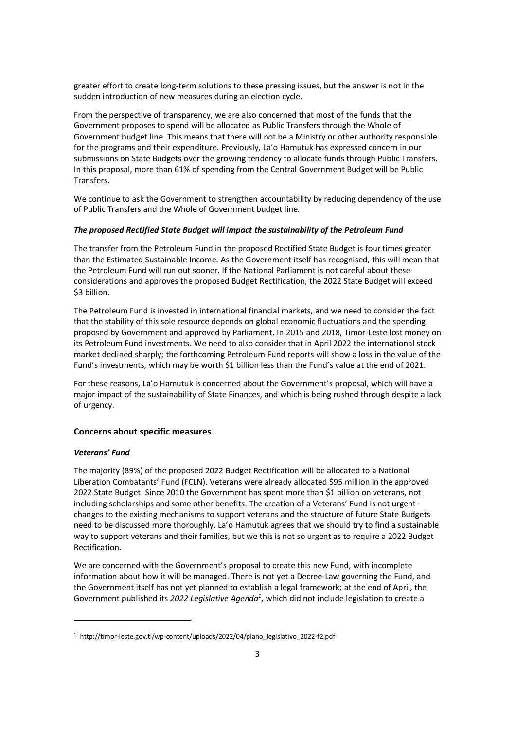greater effort to create long-term solutions to these pressing issues, but the answer is not in the sudden introduction of new measures during an election cycle.

From the perspective of transparency, we are also concerned that most of the funds that the Government proposes to spend will be allocated as Public Transfers through the Whole of Government budget line. This means that there will not be a Ministry or other authority responsible for the programs and their expenditure. Previously, La'o Hamutuk has expressed concern in our submissions on State Budgets over the growing tendency to allocate funds through Public Transfers. In this proposal, more than 61% of spending from the Central Government Budget will be Public Transfers.

We continue to ask the Government to strengthen accountability by reducing dependency of the use of Public Transfers and the Whole of Government budget line.

***The proposed Rectified State Budget will impact the sustainability of the Petroleum Fund***

The transfer from the Petroleum Fund in the proposed Rectified State Budget is four times greater than the Estimated Sustainable Income. As the Government itself has recognised, this will mean that the Petroleum Fund will run out sooner. If the National Parliament is not careful about these considerations and approves the proposed Budget Rectification, the 2022 State Budget will exceed $3 billion.

The Petroleum Fund is invested in international financial markets, and we need to consider the fact that the stability of this sole resource depends on global economic fluctuations and the spending proposed by Government and approved by Parliament. In 2015 and 2018, Timor-Leste lost money on its Petroleum Fund investments. We need to also consider that in April 2022 the international stock market declined sharply; the forthcoming Petroleum Fund reports will show a loss in the value of the Fund's investments, which may be worth $1 billion less than the Fund's value at the end of 2021.

For these reasons, La'o Hamutuk is concerned about the Government's proposal, which will have a major impact of the sustainability of State Finances, and which is being rushed through despite a lack of urgency.

### Concerns about specific measures

***Veterans' Fund***

The majority (89%) of the proposed 2022 Budget Rectification will be allocated to a National Liberation Combatants' Fund (FCLN). Veterans were already allocated $95 million in the approved 2022 State Budget. Since 2010 the Government has spent more than $1 billion on veterans, not including scholarships and some other benefits. The creation of a Veterans' Fund is not urgent - changes to the existing mechanisms to support veterans and the structure of future State Budgets need to be discussed more thoroughly. La'o Hamutuk agrees that we should try to find a sustainable way to support veterans and their families, but we this is not so urgent as to require a 2022 Budget Rectification.

We are concerned with the Government's proposal to create this new Fund, with incomplete information about how it will be managed. There is not yet a Decree-Law governing the Fund, and the Government itself has not yet planned to establish a legal framework; at the end of April, the Government published its *2022 Legislative Agenda*[1], which did not include legislation to create a

[1] http://timor-leste.gov.tl/wp-content/uploads/2022/04/plano_legislativo_2022-f2.pdf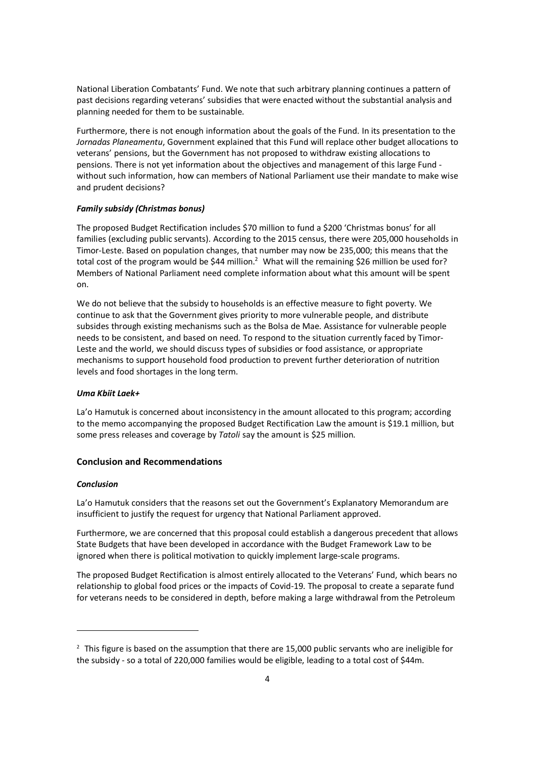National Liberation Combatants' Fund. We note that such arbitrary planning continues a pattern of past decisions regarding veterans' subsidies that were enacted without the substantial analysis and planning needed for them to be sustainable.

Furthermore, there is not enough information about the goals of the Fund. In its presentation to the *Jornadas Planeamentu*, Government explained that this Fund will replace other budget allocations to veterans' pensions, but the Government has not proposed to withdraw existing allocations to pensions. There is not yet information about the objectives and management of this large Fund - without such information, how can members of National Parliament use their mandate to make wise and prudent decisions?

#### *Family subsidy (Christmas bonus)*

The proposed Budget Rectification includes $70 million to fund a $200 'Christmas bonus' for all families (excluding public servants). According to the 2015 census, there were 205,000 households in Timor-Leste. Based on population changes, that number may now be 235,000; this means that the total cost of the program would be $44 million.[2] What will the remaining $26 million be used for? Members of National Parliament need complete information about what this amount will be spent on.

We do not believe that the subsidy to households is an effective measure to fight poverty. We continue to ask that the Government gives priority to more vulnerable people, and distribute subsides through existing mechanisms such as the Bolsa de Mae. Assistance for vulnerable people needs to be consistent, and based on need. To respond to the situation currently faced by Timor-Leste and the world, we should discuss types of subsidies or food assistance, or appropriate mechanisms to support household food production to prevent further deterioration of nutrition levels and food shortages in the long term.

#### *Uma Kbiit Laek+*

La'o Hamutuk is concerned about inconsistency in the amount allocated to this program; according to the memo accompanying the proposed Budget Rectification Law the amount is $19.1 million, but some press releases and coverage by *Tatoli* say the amount is $25 million.

### Conclusion and Recommendations

#### *Conclusion*

La'o Hamutuk considers that the reasons set out the Government's Explanatory Memorandum are insufficient to justify the request for urgency that National Parliament approved.

Furthermore, we are concerned that this proposal could establish a dangerous precedent that allows State Budgets that have been developed in accordance with the Budget Framework Law to be ignored when there is political motivation to quickly implement large-scale programs.

The proposed Budget Rectification is almost entirely allocated to the Veterans' Fund, which bears no relationship to global food prices or the impacts of Covid-19. The proposal to create a separate fund for veterans needs to be considered in depth, before making a large withdrawal from the Petroleum

---

[2] This figure is based on the assumption that there are 15,000 public servants who are ineligible for the subsidy - so a total of 220,000 families would be eligible, leading to a total cost of $44m.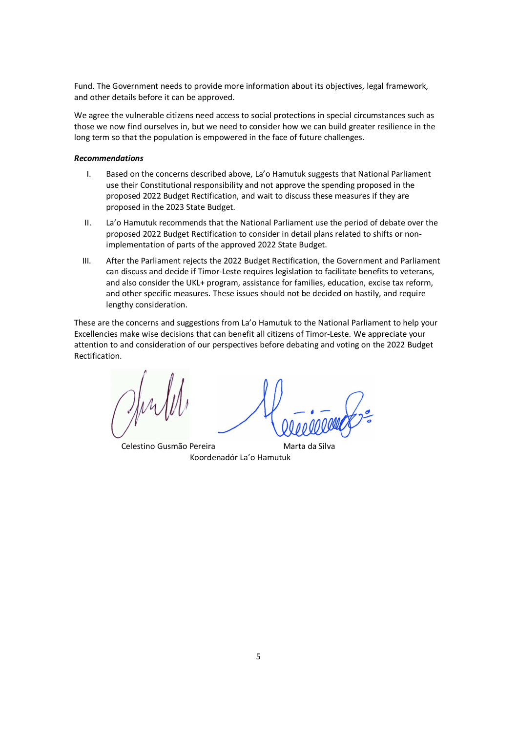Fund. The Government needs to provide more information about its objectives, legal framework, and other details before it can be approved.

We agree the vulnerable citizens need access to social protections in special circumstances such as those we now find ourselves in, but we need to consider how we can build greater resilience in the long term so that the population is empowered in the face of future challenges.

***Recommendations***

I. Based on the concerns described above, La'o Hamutuk suggests that National Parliament use their Constitutional responsibility and not approve the spending proposed in the proposed 2022 Budget Rectification, and wait to discuss these measures if they are proposed in the 2023 State Budget.

II. La'o Hamutuk recommends that the National Parliament use the period of debate over the proposed 2022 Budget Rectification to consider in detail plans related to shifts or non-implementation of parts of the approved 2022 State Budget.

III. After the Parliament rejects the 2022 Budget Rectification, the Government and Parliament can discuss and decide if Timor-Leste requires legislation to facilitate benefits to veterans, and also consider the UKL+ program, assistance for families, education, excise tax reform, and other specific measures. These issues should not be decided on hastily, and require lengthy consideration.

These are the concerns and suggestions from La'o Hamutuk to the National Parliament to help your Excellencies make wise decisions that can benefit all citizens of Timor-Leste. We appreciate your attention to and consideration of our perspectives before debating and voting on the 2022 Budget Rectification.

Celestino Gusmão Pereira &nbsp;&nbsp;&nbsp;&nbsp;&nbsp;&nbsp;&nbsp;&nbsp; Marta da Silva

Koordenadór La'o Hamutuk